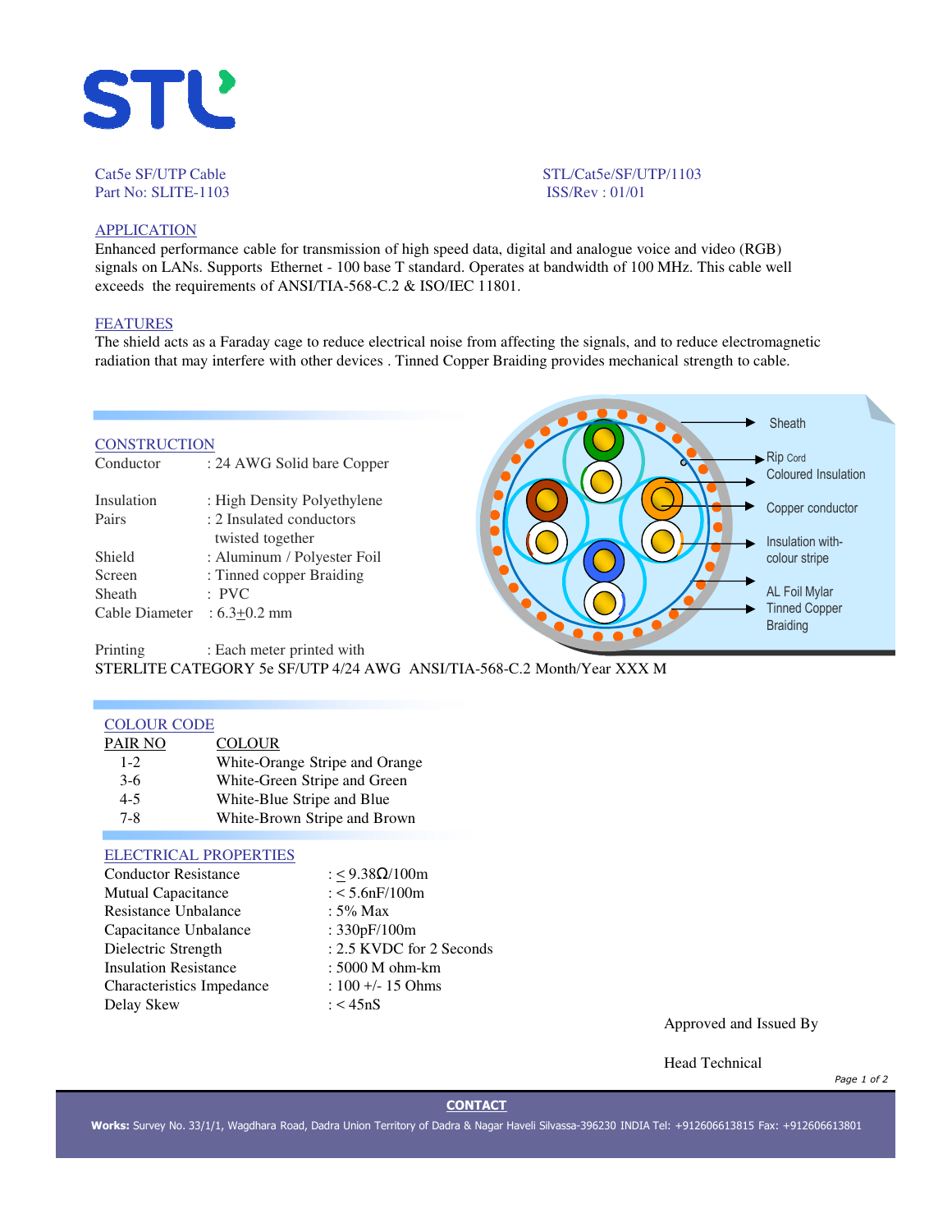Cat5e SF/UTP Cable
Part No: SLITE-1103

STL/Cat5e/SF/UTP/1103
ISS/Rev : 01/01

## APPLICATION

Enhanced performance cable for transmission of high speed data, digital and analogue voice and video (RGB) signals on LANs. Supports Ethernet - 100 base T standard. Operates at bandwidth of 100 MHz. This cable well exceeds the requirements of ANSI/TIA-568-C.2 & ISO/IEC 11801.

## FEATURES

The shield acts as a Faraday cage to reduce electrical noise from affecting the signals, and to reduce electromagnetic radiation that may interfere with other devices . Tinned Copper Braiding provides mechanical strength to cable.

## CONSTRUCTION

| | |
|---|---|
| Conductor | : 24 AWG Solid bare Copper |
| Insulation | : High Density Polyethylene |
| Pairs | : 2 Insulated conductors twisted together |
| Shield | : Aluminum / Polyester Foil |
| Screen | : Tinned copper Braiding |
| Sheath | : PVC |
| Cable Diameter | : 6.3±0.2 mm |
| Printing | : Each meter printed with |

STERLITE CATEGORY 5e SF/UTP 4/24 AWG ANSI/TIA-568-C.2 Month/Year XXX M

Sheath
Rip Cord
Coloured Insulation
Copper conductor
Insulation with-colour stripe
AL Foil Mylar
Tinned Copper Braiding

## COLOUR CODE

| PAIR NO | COLOUR |
|---|---|
| 1-2 | White-Orange Stripe and Orange |
| 3-6 | White-Green Stripe and Green |
| 4-5 | White-Blue Stripe and Blue |
| 7-8 | White-Brown Stripe and Brown |

## ELECTRICAL PROPERTIES

| | |
|---|---|
| Conductor Resistance | : ≤ 9.38Ω/100m |
| Mutual Capacitance | : < 5.6nF/100m |
| Resistance Unbalance | : 5% Max |
| Capacitance Unbalance | : 330pF/100m |
| Dielectric Strength | : 2.5 KVDC for 2 Seconds |
| Insulation Resistance | : 5000 M ohm-km |
| Characteristics Impedance | : 100 +/- 15 Ohms |
| Delay Skew | : < 45nS |

Approved and Issued By

Head Technical

**CONTACT**

**Works:** Survey No. 33/1/1, Wagdhara Road, Dadra Union Territory of Dadra & Nagar Haveli Silvassa-396230 INDIA Tel: +912606613815 Fax: +912606613801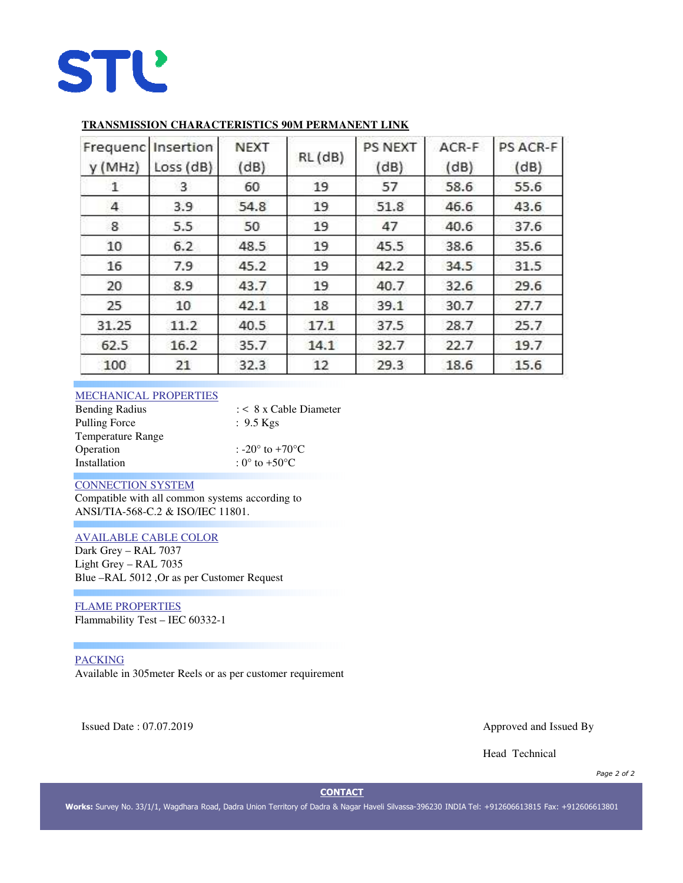STL

**TRANSMISSION CHARACTERISTICS 90M PERMANENT LINK**

| Frequency (MHz) | Insertion Loss (dB) | NEXT (dB) | RL (dB) | PS NEXT (dB) | ACR-F (dB) | PS ACR-F (dB) |
|---|---|---|---|---|---|---|
| 1 | 3 | 60 | 19 | 57 | 58.6 | 55.6 |
| 4 | 3.9 | 54.8 | 19 | 51.8 | 46.6 | 43.6 |
| 8 | 5.5 | 50 | 19 | 47 | 40.6 | 37.6 |
| 10 | 6.2 | 48.5 | 19 | 45.5 | 38.6 | 35.6 |
| 16 | 7.9 | 45.2 | 19 | 42.2 | 34.5 | 31.5 |
| 20 | 8.9 | 43.7 | 19 | 40.7 | 32.6 | 29.6 |
| 25 | 10 | 42.1 | 18 | 39.1 | 30.7 | 27.7 |
| 31.25 | 11.2 | 40.5 | 17.1 | 37.5 | 28.7 | 25.7 |
| 62.5 | 16.2 | 35.7 | 14.1 | 32.7 | 22.7 | 19.7 |
| 100 | 21 | 32.3 | 12 | 29.3 | 18.6 | 15.6 |

## MECHANICAL PROPERTIES

| | |
|---|---|
| Bending Radius | : < 8 x Cable Diameter |
| Pulling Force | : 9.5 Kgs |
| Temperature Range | |
| Operation | : -20° to +70°C |
| Installation | : 0° to +50°C |

## CONNECTION SYSTEM

Compatible with all common systems according to ANSI/TIA-568-C.2 & ISO/IEC 11801.

## AVAILABLE CABLE COLOR

Dark Grey – RAL 7037
Light Grey – RAL 7035
Blue –RAL 5012 ,Or as per Customer Request

## FLAME PROPERTIES

Flammability Test – IEC 60332-1

## PACKING

Available in 305meter Reels or as per customer requirement

Issued Date : 07.07.2019

Approved and Issued By

Head Technical

**CONTACT**

**Works:** Survey No. 33/1/1, Wagdhara Road, Dadra Union Territory of Dadra & Nagar Haveli Silvassa-396230 INDIA Tel: +912606613815 Fax: +912606613801